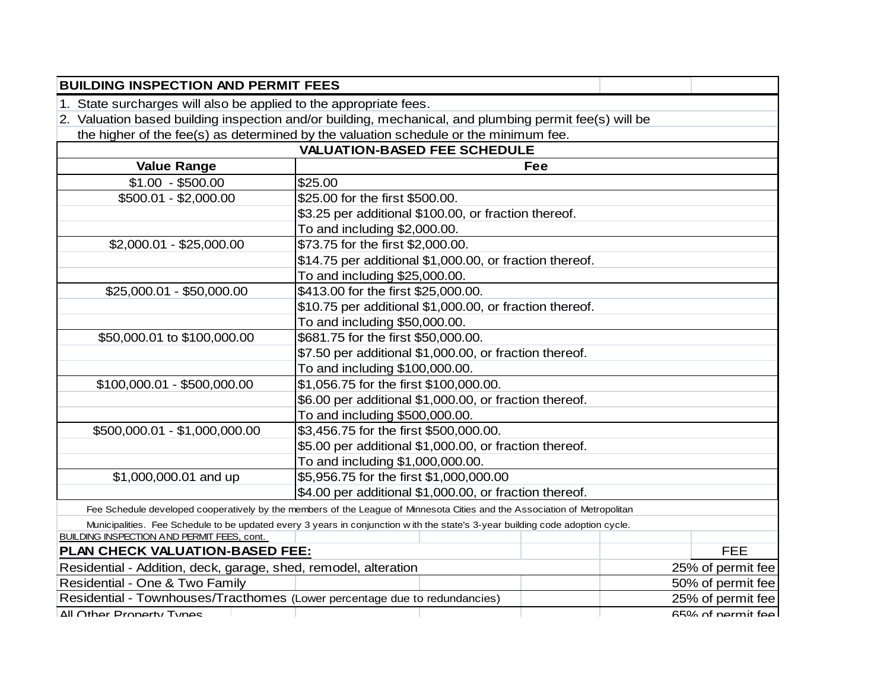## BUILDING INSPECTION AND PERMIT FEES

1. State surcharges will also be applied to the appropriate fees.
2. Valuation based building inspection and/or building, mechanical, and plumbing permit fee(s) will be the higher of the fee(s) as determined by the valuation schedule or the minimum fee.

### VALUATION-BASED FEE SCHEDULE

| Value Range | Fee |
|---|---|
| $1.00 - $500.00 | $25.00 |
| $500.01 - $2,000.00 | $25.00 for the first $500.00. |
| | $3.25 per additional $100.00, or fraction thereof. |
| | To and including $2,000.00. |
| $2,000.01 - $25,000.00 | $73.75 for the first $2,000.00. |
| | $14.75 per additional $1,000.00, or fraction thereof. |
| | To and including $25,000.00. |
| $25,000.01 - $50,000.00 | $413.00 for the first $25,000.00. |
| | $10.75 per additional $1,000.00, or fraction thereof. |
| | To and including $50,000.00. |
| $50,000.01 to $100,000.00 | $681.75 for the first $50,000.00. |
| | $7.50 per additional $1,000.00, or fraction thereof. |
| | To and including $100,000.00. |
| $100,000.01 - $500,000.00 | $1,056.75 for the first $100,000.00. |
| | $6.00 per additional $1,000.00, or fraction thereof. |
| | To and including $500,000.00. |
| $500,000.01 - $1,000,000.00 | $3,456.75 for the first $500,000.00. |
| | $5.00 per additional $1,000.00, or fraction thereof. |
| | To and including $1,000,000.00. |
| $1,000,000.01 and up | $5,956.75 for the first $1,000,000.00 |
| | $4.00 per additional $1,000.00, or fraction thereof. |

Fee Schedule developed cooperatively by the members of the League of Minnesota Cities and the Association of Metropolitan Municipalities. Fee Schedule to be updated every 3 years in conjunction with the state's 3-year building code adoption cycle.

BUILDING INSPECTION AND PERMIT FEES, cont.

| **PLAN CHECK VALUATION-BASED FEE:** | FEE |
|---|---|
| Residential - Addition, deck, garage, shed, remodel, alteration | 25% of permit fee |
| Residential - One & Two Family | 50% of permit fee |
| Residential - Townhouses/Tracthomes (Lower percentage due to redundancies) | 25% of permit fee |
| All Other Property Types | 65% of permit fee |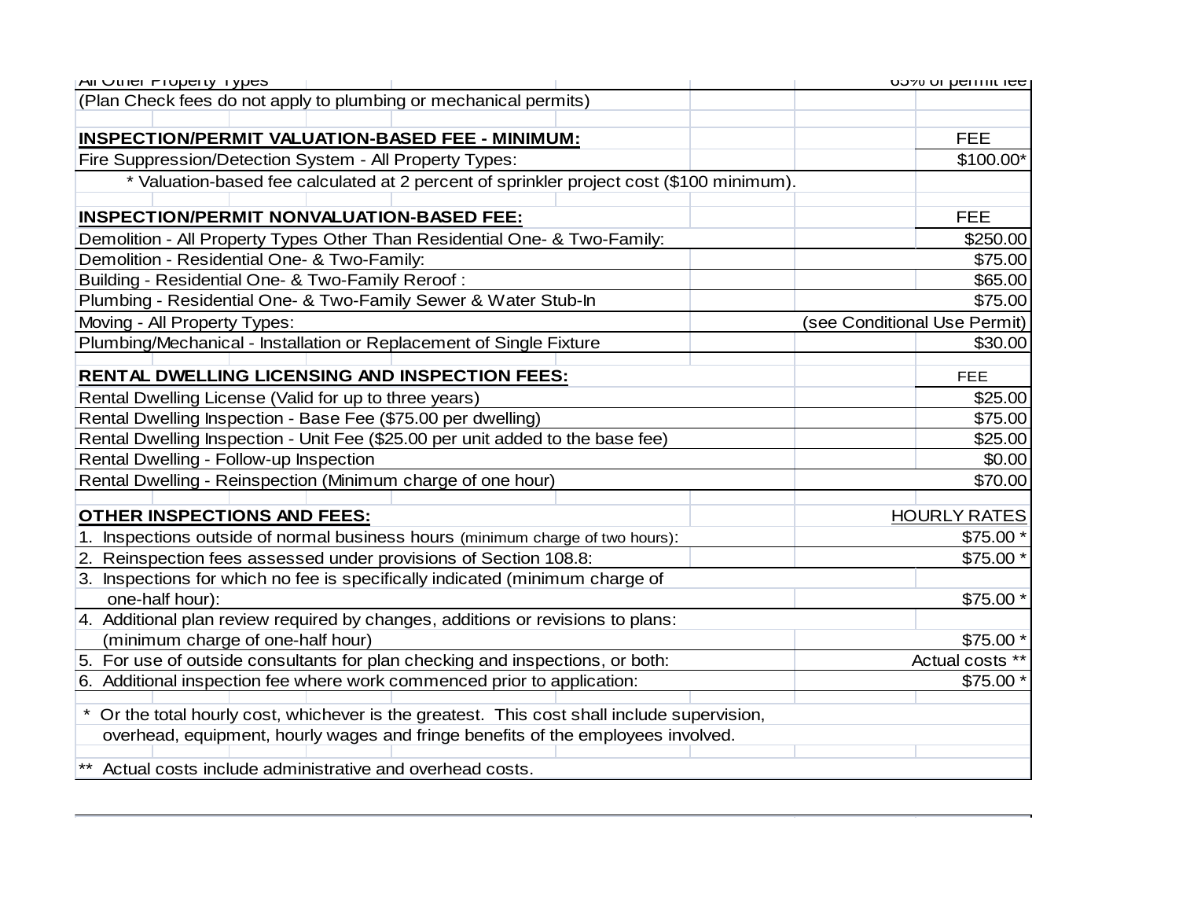| All Other Property Types | 65% of permit fee |
|---|---|
| (Plan Check fees do not apply to plumbing or mechanical permits) | |
| | |
| **INSPECTION/PERMIT VALUATION-BASED FEE - MINIMUM:** | FEE |
| Fire Suppression/Detection System - All Property Types: | $100.00* |
| * Valuation-based fee calculated at 2 percent of sprinkler project cost ($100 minimum). | |
| | |
| **INSPECTION/PERMIT NONVALUATION-BASED FEE:** | FEE |
| Demolition - All Property Types Other Than Residential One- & Two-Family: | $250.00 |
| Demolition - Residential One- & Two-Family: | $75.00 |
| Building - Residential One- & Two-Family Reroof : | $65.00 |
| Plumbing - Residential One- & Two-Family Sewer & Water Stub-In | $75.00 |
| Moving - All Property Types: | (see Conditional Use Permit) |
| Plumbing/Mechanical - Installation or Replacement of Single Fixture | $30.00 |
| | |
| **RENTAL DWELLING LICENSING AND INSPECTION FEES:** | FEE |
| Rental Dwelling License (Valid for up to three years) | $25.00 |
| Rental Dwelling Inspection - Base Fee ($75.00 per dwelling) | $75.00 |
| Rental Dwelling Inspection - Unit Fee ($25.00 per unit added to the base fee) | $25.00 |
| Rental Dwelling - Follow-up Inspection | $0.00 |
| Rental Dwelling - Reinspection (Minimum charge of one hour) | $70.00 |
| | |
| **OTHER INSPECTIONS AND FEES:** | HOURLY RATES |
| 1. Inspections outside of normal business hours (minimum charge of two hours): | $75.00 * |
| 2. Reinspection fees assessed under provisions of Section 108.8: | $75.00 * |
| 3. Inspections for which no fee is specifically indicated (minimum charge of one-half hour): | $75.00 * |
| 4. Additional plan review required by changes, additions or revisions to plans: (minimum charge of one-half hour) | $75.00 * |
| 5. For use of outside consultants for plan checking and inspections, or both: | Actual costs ** |
| 6. Additional inspection fee where work commenced prior to application: | $75.00 * |

\* Or the total hourly cost, whichever is the greatest. This cost shall include supervision, overhead, equipment, hourly wages and fringe benefits of the employees involved.

\*\* Actual costs include administrative and overhead costs.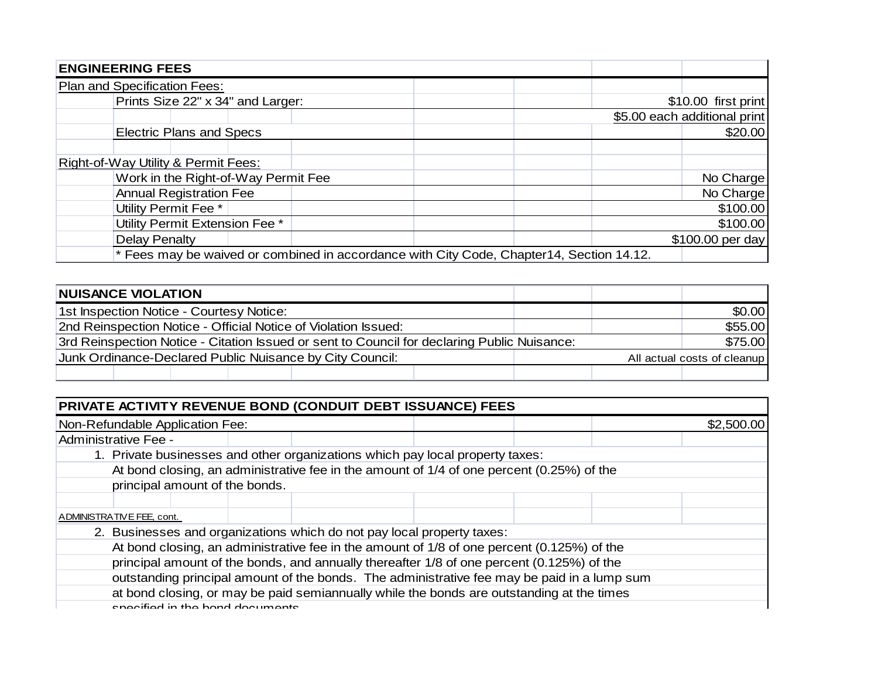| ENGINEERING FEES | |
|---|---|
| Plan and Specification Fees: | |
| Prints Size 22" x 34" and Larger: | $10.00 first print |
| | $5.00 each additional print |
| Electric Plans and Specs | $20.00 |
| | |
| Right-of-Way Utility & Permit Fees: | |
| Work in the Right-of-Way Permit Fee | No Charge |
| Annual Registration Fee | No Charge |
| Utility Permit Fee * | $100.00 |
| Utility Permit Extension Fee * | $100.00 |
| Delay Penalty | $100.00 per day |
| * Fees may be waived or combined in accordance with City Code, Chapter14, Section 14.12. | |

| NUISANCE VIOLATION | |
|---|---|
| 1st Inspection Notice - Courtesy Notice: | $0.00 |
| 2nd Reinspection Notice - Official Notice of Violation Issued: | $55.00 |
| 3rd Reinspection Notice - Citation Issued or sent to Council for declaring Public Nuisance: | $75.00 |
| Junk Ordinance-Declared Public Nuisance by City Council: | All actual costs of cleanup |

| PRIVATE ACTIVITY REVENUE BOND (CONDUIT DEBT ISSUANCE) FEES | |
|---|---|
| Non-Refundable Application Fee: | $2,500.00 |
| Administrative Fee - | |
| 1. Private businesses and other organizations which pay local property taxes: | |
| At bond closing, an administrative fee in the amount of 1/4 of one percent (0.25%) of the principal amount of the bonds. | |
| | |
| ADMINISTRATIVE FEE, cont. | |
| 2. Businesses and organizations which do not pay local property taxes: | |
| At bond closing, an administrative fee in the amount of 1/8 of one percent (0.125%) of the principal amount of the bonds, and annually thereafter 1/8 of one percent (0.125%) of the outstanding principal amount of the bonds. The administrative fee may be paid in a lump sum at bond closing, or may be paid semiannually while the bonds are outstanding at the times specified in the bond documents. | |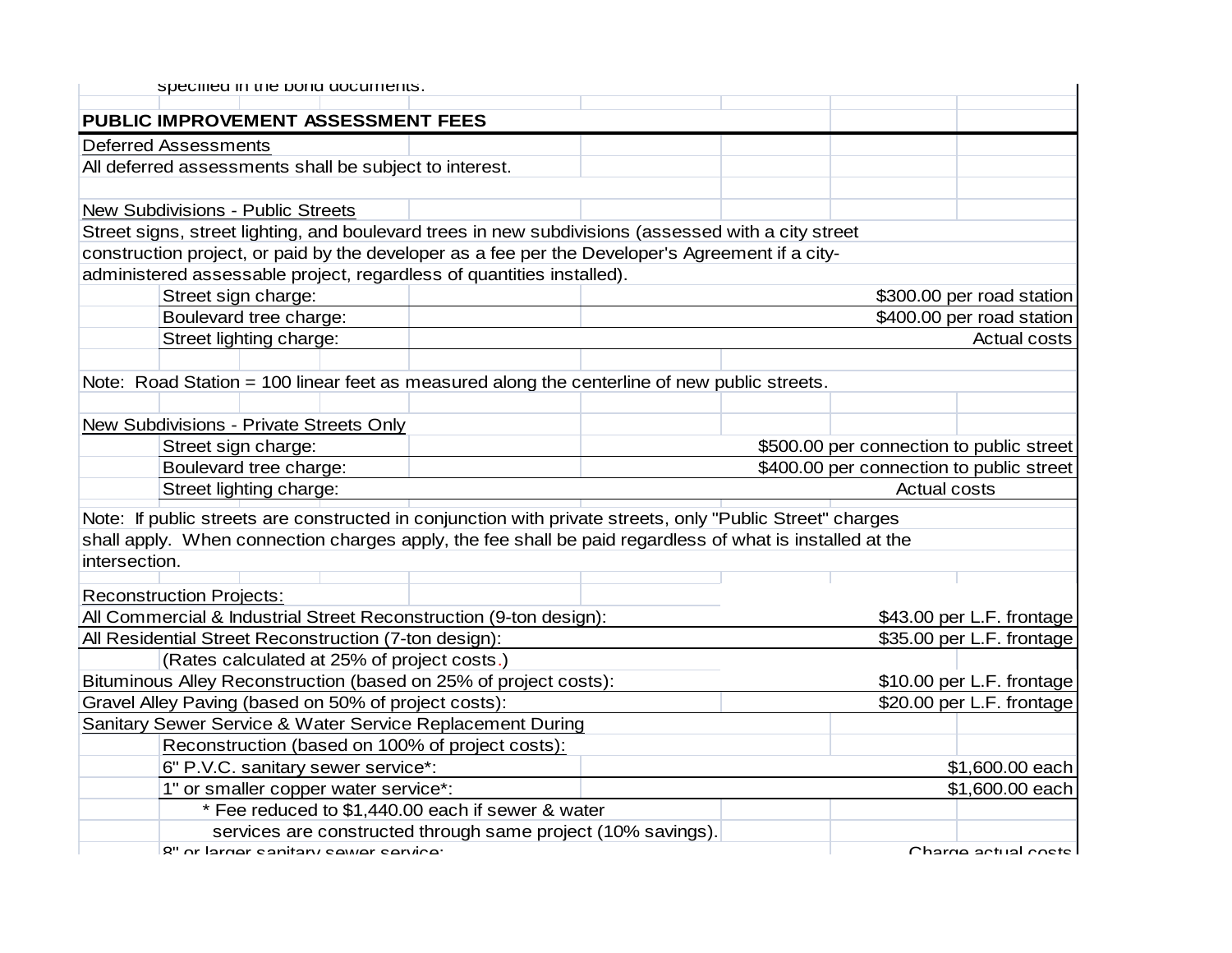specified in the bond documents.

## PUBLIC IMPROVEMENT ASSESSMENT FEES

Deferred Assessments

All deferred assessments shall be subject to interest.

New Subdivisions - Public Streets

Street signs, street lighting, and boulevard trees in new subdivisions (assessed with a city street construction project, or paid by the developer as a fee per the Developer's Agreement if a city-administered assessable project, regardless of quantities installed).

| Item | Fee |
|---|---|
| Street sign charge: | $300.00 per road station |
| Boulevard tree charge: | $400.00 per road station |
| Street lighting charge: | Actual costs |

Note: Road Station = 100 linear feet as measured along the centerline of new public streets.

New Subdivisions - Private Streets Only

| Item | Fee |
|---|---|
| Street sign charge: | $500.00 per connection to public street |
| Boulevard tree charge: | $400.00 per connection to public street |
| Street lighting charge: | Actual costs |

Note: If public streets are constructed in conjunction with private streets, only "Public Street" charges shall apply. When connection charges apply, the fee shall be paid regardless of what is installed at the intersection.

Reconstruction Projects:

| Item | Fee |
|---|---|
| All Commercial & Industrial Street Reconstruction (9-ton design): | $43.00 per L.F. frontage |
| All Residential Street Reconstruction (7-ton design): | $35.00 per L.F. frontage |
| (Rates calculated at 25% of project costs.) | |
| Bituminous Alley Reconstruction (based on 25% of project costs): | $10.00 per L.F. frontage |
| Gravel Alley Paving (based on 50% of project costs): | $20.00 per L.F. frontage |

Sanitary Sewer Service & Water Service Replacement During Reconstruction (based on 100% of project costs):

| Item | Fee |
|---|---|
| 6" P.V.C. sanitary sewer service*: | $1,600.00 each |
| 1" or smaller copper water service*: | $1,600.00 each |
| * Fee reduced to $1,440.00 each if sewer & water services are constructed through same project (10% savings). | |
| 8" or larger sanitary sewer service: | Charge actual costs |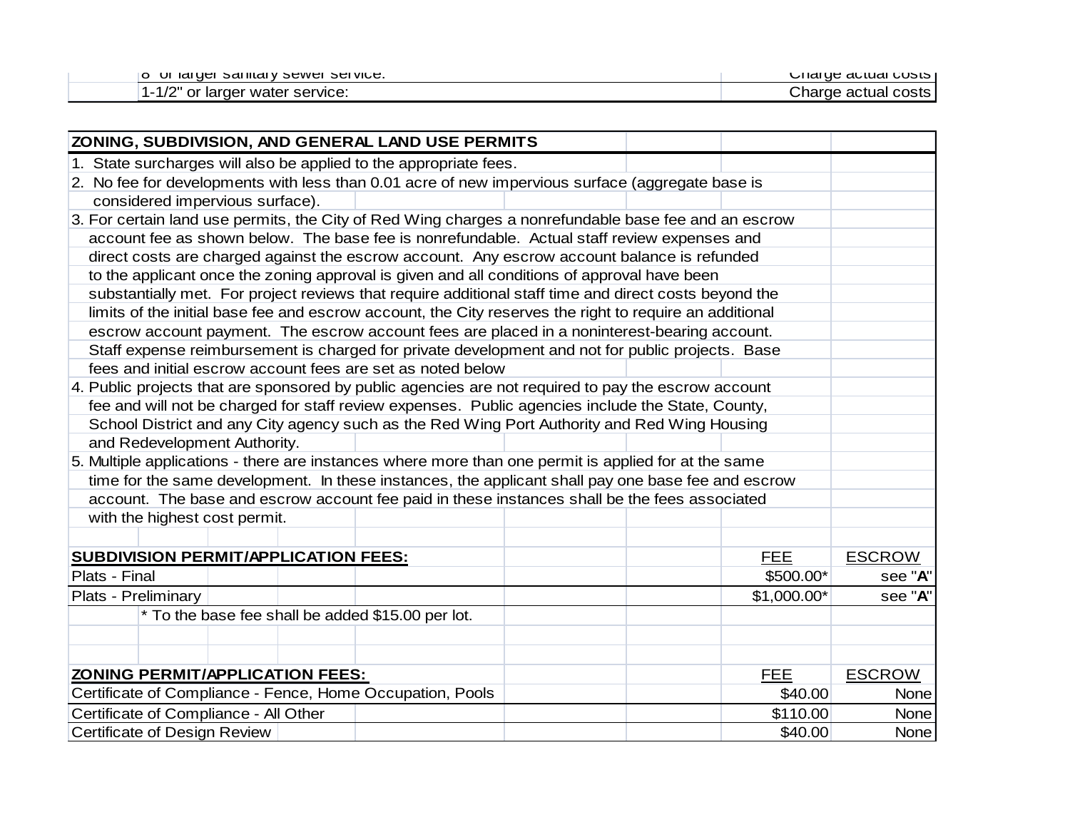| | | |
|---|---|---|
| | 8" or larger sanitary sewer service: | Charge actual costs |
| | 1-1/2" or larger water service: | Charge actual costs |

**ZONING, SUBDIVISION, AND GENERAL LAND USE PERMITS**

1. State surcharges will also be applied to the appropriate fees.
2. No fee for developments with less than 0.01 acre of new impervious surface (aggregate base is considered impervious surface).
3. For certain land use permits, the City of Red Wing charges a nonrefundable base fee and an escrow account fee as shown below. The base fee is nonrefundable. Actual staff review expenses and direct costs are charged against the escrow account. Any escrow account balance is refunded to the applicant once the zoning approval is given and all conditions of approval have been substantially met. For project reviews that require additional staff time and direct costs beyond the limits of the initial base fee and escrow account, the City reserves the right to require an additional escrow account payment. The escrow account fees are placed in a noninterest-bearing account. Staff expense reimbursement is charged for private development and not for public projects. Base fees and initial escrow account fees are set as noted below
4. Public projects that are sponsored by public agencies are not required to pay the escrow account fee and will not be charged for staff review expenses. Public agencies include the State, County, School District and any City agency such as the Red Wing Port Authority and Red Wing Housing and Redevelopment Authority.
5. Multiple applications - there are instances where more than one permit is applied for at the same time for the same development. In these instances, the applicant shall pay one base fee and escrow account. The base and escrow account fee paid in these instances shall be the fees associated with the highest cost permit.

| **SUBDIVISION PERMIT/APPLICATION FEES:** | FEE | ESCROW |
|---|---|---|
| Plats - Final | $500.00* | see "**A**" |
| Plats - Preliminary | $1,000.00* | see "**A**" |
| * To the base fee shall be added $15.00 per lot. | | |

| **ZONING PERMIT/APPLICATION FEES:** | FEE | ESCROW |
|---|---|---|
| Certificate of Compliance - Fence, Home Occupation, Pools | $40.00 | None |
| Certificate of Compliance - All Other | $110.00 | None |
| Certificate of Design Review | $40.00 | None |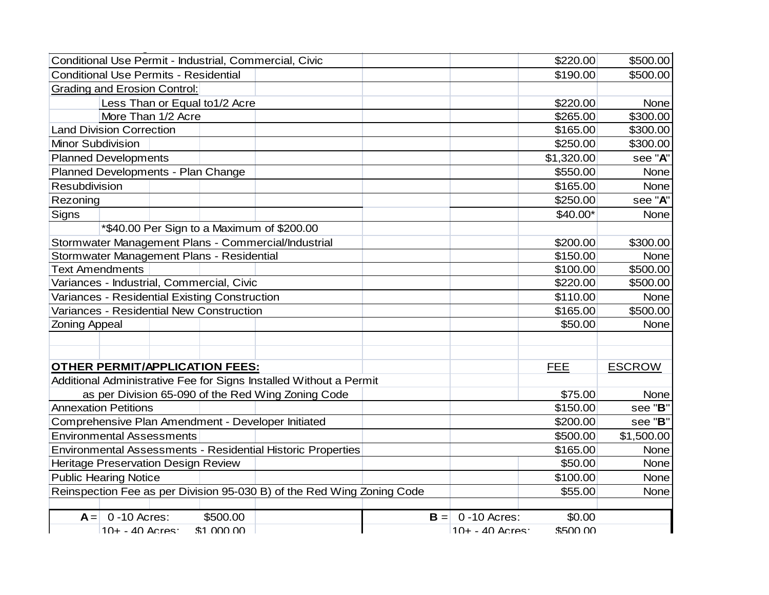| | FEE | ESCROW |
|---|---|---|
| Conditional Use Permit - Industrial, Commercial, Civic | $220.00 | $500.00 |
| Conditional Use Permits - Residential | $190.00 | $500.00 |
| Grading and Erosion Control: | | |
| Less Than or Equal to1/2 Acre | $220.00 | None |
| More Than 1/2 Acre | $265.00 | $300.00 |
| Land Division Correction | $165.00 | $300.00 |
| Minor Subdivision | $250.00 | $300.00 |
| Planned Developments | $1,320.00 | see "**A**" |
| Planned Developments - Plan Change | $550.00 | None |
| Resubdivision | $165.00 | None |
| Rezoning | $250.00 | see "**A**" |
| Signs | $40.00* | None |
| *$40.00 Per Sign to a Maximum of $200.00 | | |
| Stormwater Management Plans - Commercial/Industrial | $200.00 | $300.00 |
| Stormwater Management Plans - Residential | $150.00 | None |
| Text Amendments | $100.00 | $500.00 |
| Variances - Industrial, Commercial, Civic | $220.00 | $500.00 |
| Variances - Residential Existing Construction | $110.00 | None |
| Variances - Residential New Construction | $165.00 | $500.00 |
| Zoning Appeal | $50.00 | None |

| **OTHER PERMIT/APPLICATION FEES:** | FEE | ESCROW |
|---|---|---|
| Additional Administrative Fee for Signs Installed Without a Permit as per Division 65-090 of the Red Wing Zoning Code | $75.00 | None |
| Annexation Petitions | $150.00 | see "**B**" |
| Comprehensive Plan Amendment - Developer Initiated | $200.00 | see "**B**" |
| Environmental Assessments | $500.00 | $1,500.00 |
| Environmental Assessments - Residential Historic Properties | $165.00 | None |
| Heritage Preservation Design Review | $50.00 | None |
| Public Hearing Notice | $100.00 | None |
| Reinspection Fee as per Division 95-030 B) of the Red Wing Zoning Code | $55.00 | None |

| | | | | | |
|---|---|---|---|---|---|
| **A** = | 0 -10 Acres: | $500.00 | **B** = | 0 -10 Acres: | $0.00 |
| | 10+ - 40 Acres: | $1,000.00 | | 10+ - 40 Acres: | $500.00 |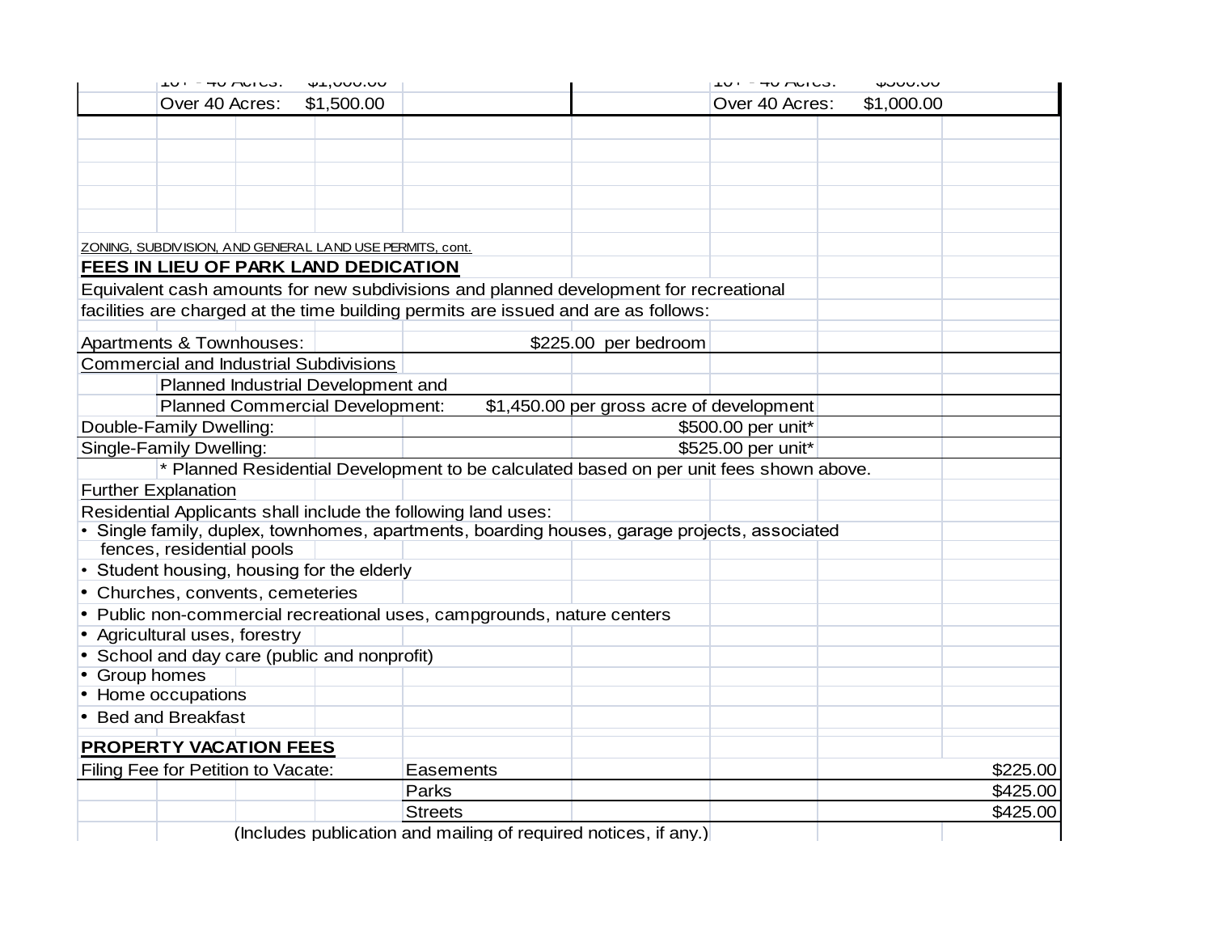| | 10+ - 40 Acres: | $1,000.00 | | 10+ - 40 Acres: | $500.00 |
|---|---|---|---|---|---|
| | Over 40 Acres: | $1,500.00 | | Over 40 Acres: | $1,000.00 |

ZONING, SUBDIVISION, AND GENERAL LAND USE PERMITS, cont.

**FEES IN LIEU OF PARK LAND DEDICATION**

Equivalent cash amounts for new subdivisions and planned development for recreational facilities are charged at the time building permits are issued and are as follows:

| Use | Fee |
|---|---|
| Apartments & Townhouses: | $225.00 per bedroom |
| Commercial and Industrial Subdivisions | |
| Planned Industrial Development and Planned Commercial Development: | $1,450.00 per gross acre of development |
| Double-Family Dwelling: | $500.00 per unit* |
| Single-Family Dwelling: | $525.00 per unit* |

\* Planned Residential Development to be calculated based on per unit fees shown above.

Further Explanation

Residential Applicants shall include the following land uses:

- Single family, duplex, townhomes, apartments, boarding houses, garage projects, associated fences, residential pools
- Student housing, housing for the elderly
- Churches, convents, cemeteries
- Public non-commercial recreational uses, campgrounds, nature centers
- Agricultural uses, forestry
- School and day care (public and nonprofit)
- Group homes
- Home occupations
- Bed and Breakfast

**PROPERTY VACATION FEES**

| Filing Fee for Petition to Vacate: | Type | Fee |
|---|---|---|
| | Easements | $225.00 |
| | Parks | $425.00 |
| | Streets | $425.00 |

(Includes publication and mailing of required notices, if any.)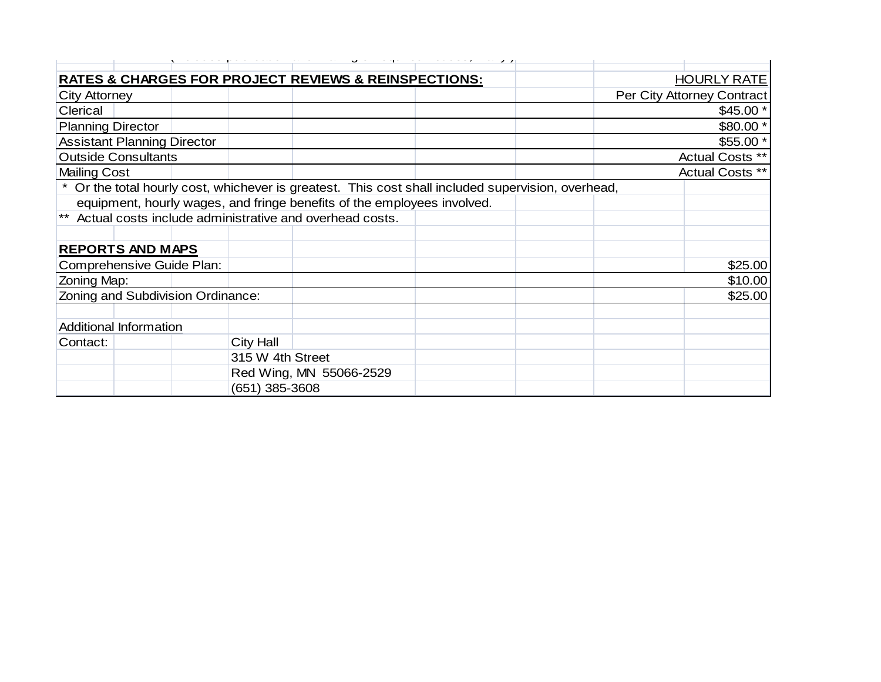| RATES & CHARGES FOR PROJECT REVIEWS & REINSPECTIONS: | HOURLY RATE |
|---|---|
| City Attorney | Per City Attorney Contract |
| Clerical | $45.00 * |
| Planning Director | $80.00 * |
| Assistant Planning Director | $55.00 * |
| Outside Consultants | Actual Costs ** |
| Mailing Cost | Actual Costs ** |

* Or the total hourly cost, whichever is greatest. This cost shall included supervision, overhead, equipment, hourly wages, and fringe benefits of the employees involved.

** Actual costs include administrative and overhead costs.

| REPORTS AND MAPS | |
|---|---|
| Comprehensive Guide Plan: | $25.00 |
| Zoning Map: | $10.00 |
| Zoning and Subdivision Ordinance: | $25.00 |

Additional Information

Contact: City Hall
315 W 4th Street
Red Wing, MN 55066-2529
(651) 385-3608